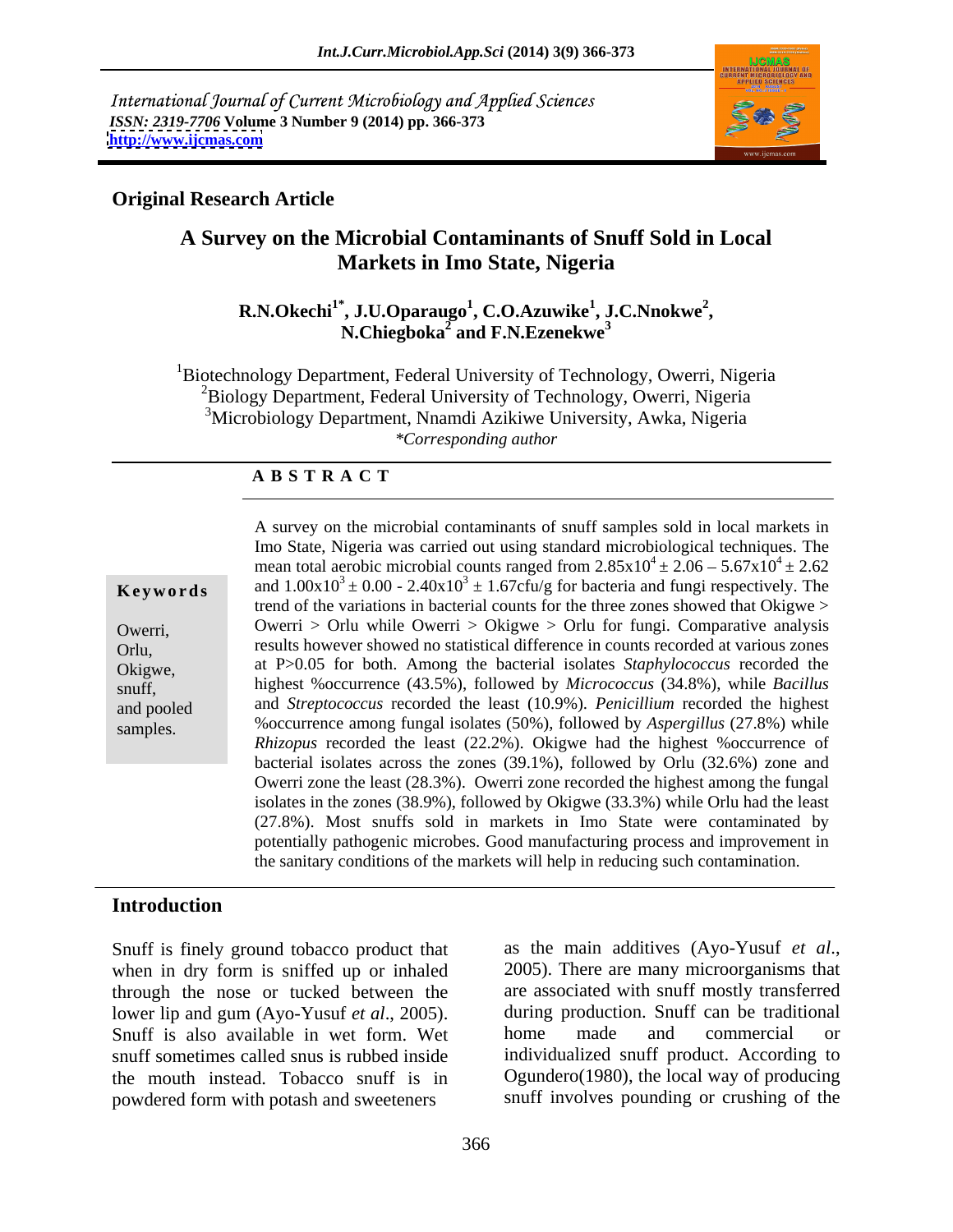International Journal of Current Microbiology and Applied Sciences
*ISSN: 2319-7706* **Volume 3 Number 9 (2014) pp. 366-373**
**http://www.ijcmas.com**

**Original Research Article**

# A Survey on the Microbial Contaminants of Snuff Sold in Local Markets in Imo State, Nigeria

**R.N.Okechi[1*], J.U.Oparaugo[1], C.O.Azuwike[1], J.C.Nnokwe[2], N.Chiegboka[2] and F.N.Ezenekwe[3]**

[1]Biotechnology Department, Federal University of Technology, Owerri, Nigeria
[2]Biology Department, Federal University of Technology, Owerri, Nigeria
[3]Microbiology Department, Nnamdi Azikiwe University, Awka, Nigeria
*\*Corresponding author*

**ABSTRACT**

**Keywords**

Owerri, Orlu, Okigwe, snuff, and pooled samples.

A survey on the microbial contaminants of snuff samples sold in local markets in Imo State, Nigeria was carried out using standard microbiological techniques. The mean total aerobic microbial counts ranged from $2.85 \times 10^4 \pm 2.06 - 5.67 \times 10^4 \pm 2.62$ and $1.00 \times 10^3 \pm 0.00 - 2.40 \times 10^3 \pm 1.67$cfu/g for bacteria and fungi respectively. The trend of the variations in bacterial counts for the three zones showed that Okigwe > Owerri > Orlu while Owerri > Okigwe > Orlu for fungi. Comparative analysis results however showed no statistical difference in counts recorded at various zones at $P>0.05$ for both. Among the bacterial isolates *Staphylococcus* recorded the highest %occurrence (43.5%), followed by *Micrococcus* (34.8%), while *Bacillus* and *Streptococcus* recorded the least (10.9%). *Penicillium* recorded the highest %occurrence among fungal isolates (50%), followed by *Aspergillus* (27.8%) while *Rhizopus* recorded the least (22.2%). Okigwe had the highest %occurrence of bacterial isolates across the zones (39.1%), followed by Orlu (32.6%) zone and Owerri zone the least (28.3%). Owerri zone recorded the highest among the fungal isolates in the zones (38.9%), followed by Okigwe (33.3%) while Orlu had the least (27.8%). Most snuffs sold in markets in Imo State were contaminated by potentially pathogenic microbes. Good manufacturing process and improvement in the sanitary conditions of the markets will help in reducing such contamination.

## Introduction

Snuff is finely ground tobacco product that when in dry form is sniffed up or inhaled through the nose or tucked between the lower lip and gum (Ayo-Yusuf *et al*., 2005). Snuff is also available in wet form. Wet snuff sometimes called snus is rubbed inside the mouth instead. Tobacco snuff is in powdered form with potash and sweeteners as the main additives (Ayo-Yusuf *et al*., 2005). There are many microorganisms that are associated with snuff mostly transferred during production. Snuff can be traditional home made and commercial or individualized snuff product. According to Ogundero(1980), the local way of producing snuff involves pounding or crushing of the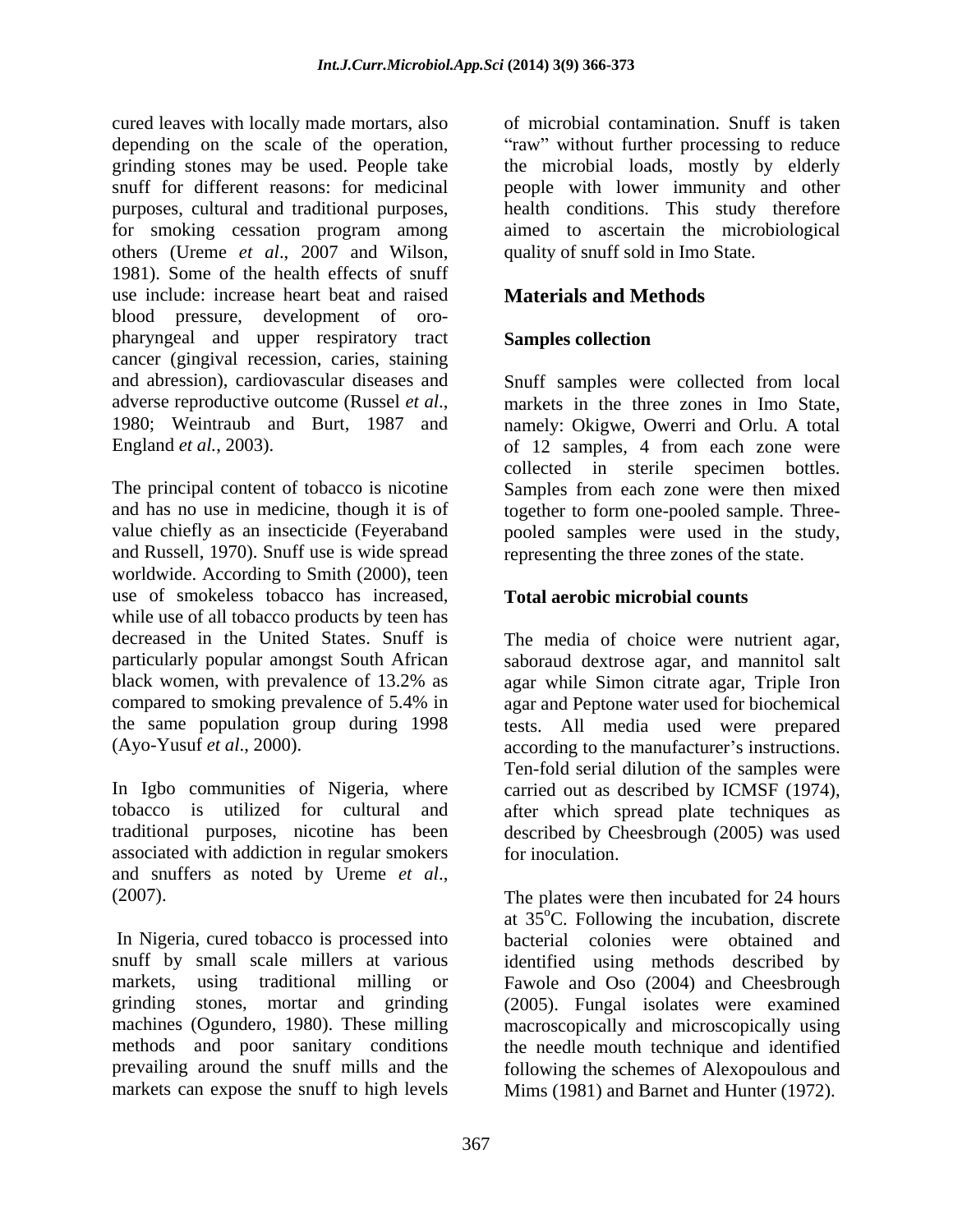cured leaves with locally made mortars, also depending on the scale of the operation, grinding stones may be used. People take snuff for different reasons: for medicinal purposes, cultural and traditional purposes, for smoking cessation program among others (Ureme *et al*., 2007 and Wilson, 1981). Some of the health effects of snuff use include: increase heart beat and raised blood pressure, development of oro-pharyngeal and upper respiratory tract cancer (gingival recession, caries, staining and abression), cardiovascular diseases and adverse reproductive outcome (Russel *et al*., 1980; Weintraub and Burt, 1987 and England *et al.*, 2003).

The principal content of tobacco is nicotine and has no use in medicine, though it is of value chiefly as an insecticide (Feyeraband and Russell, 1970). Snuff use is wide spread worldwide. According to Smith (2000), teen use of smokeless tobacco has increased, while use of all tobacco products by teen has decreased in the United States. Snuff is particularly popular amongst South African black women, with prevalence of 13.2% as compared to smoking prevalence of 5.4% in the same population group during 1998 (Ayo-Yusuf *et al*., 2000).

In Igbo communities of Nigeria, where tobacco is utilized for cultural and traditional purposes, nicotine has been associated with addiction in regular smokers and snuffers as noted by Ureme *et al*., (2007).

In Nigeria, cured tobacco is processed into snuff by small scale millers at various markets, using traditional milling or grinding stones, mortar and grinding machines (Ogundero, 1980). These milling methods and poor sanitary conditions prevailing around the snuff mills and the markets can expose the snuff to high levels of microbial contamination. Snuff is taken "raw" without further processing to reduce the microbial loads, mostly by elderly people with lower immunity and other health conditions. This study therefore aimed to ascertain the microbiological quality of snuff sold in Imo State.

## Materials and Methods

### Samples collection

Snuff samples were collected from local markets in the three zones in Imo State, namely: Okigwe, Owerri and Orlu. A total of 12 samples, 4 from each zone were collected in sterile specimen bottles. Samples from each zone were then mixed together to form one-pooled sample. Three-pooled samples were used in the study, representing the three zones of the state.

### Total aerobic microbial counts

The media of choice were nutrient agar, saboraud dextrose agar, and mannitol salt agar while Simon citrate agar, Triple Iron agar and Peptone water used for biochemical tests. All media used were prepared according to the manufacturer's instructions. Ten-fold serial dilution of the samples were carried out as described by ICMSF (1974), after which spread plate techniques as described by Cheesbrough (2005) was used for inoculation.

The plates were then incubated for 24 hours at $35^{o}$C. Following the incubation, discrete bacterial colonies were obtained and identified using methods described by Fawole and Oso (2004) and Cheesbrough (2005). Fungal isolates were examined macroscopically and microscopically using the needle mouth technique and identified following the schemes of Alexopoulous and Mims (1981) and Barnet and Hunter (1972).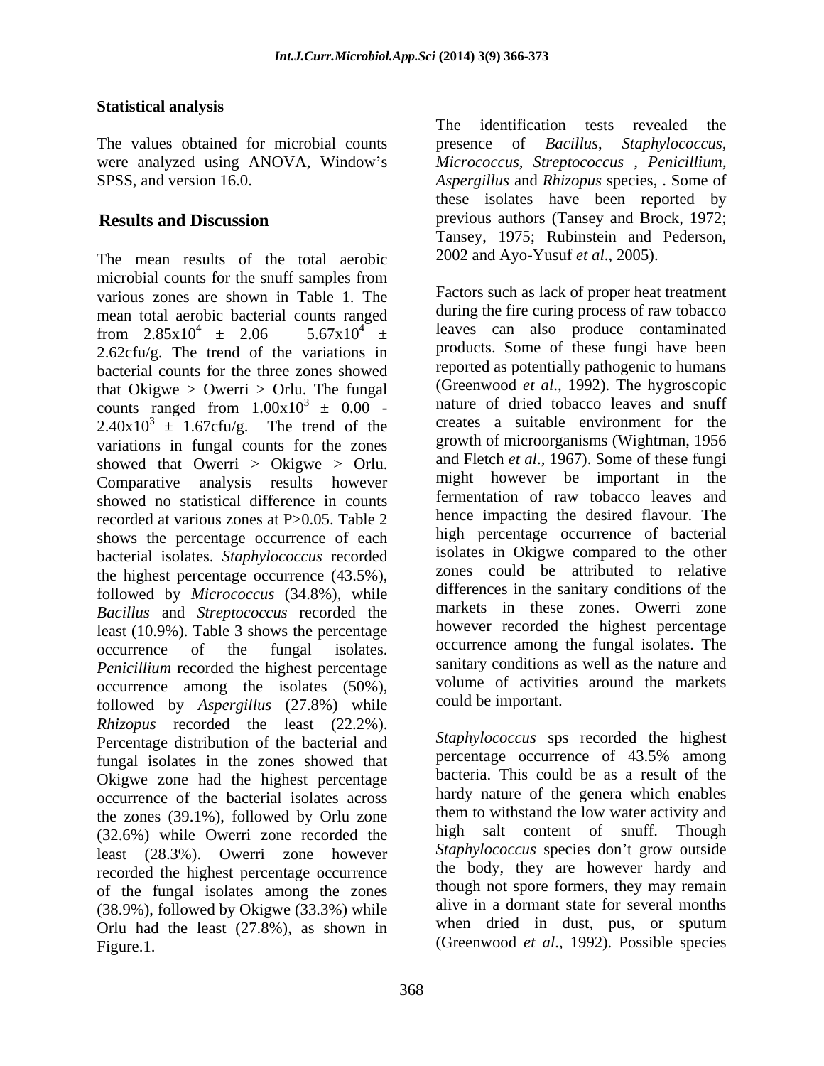### Statistical analysis

The values obtained for microbial counts were analyzed using ANOVA, Window's SPSS, and version 16.0.

## Results and Discussion

The mean results of the total aerobic microbial counts for the snuff samples from various zones are shown in Table 1. The mean total aerobic bacterial counts ranged from $2.85 \times 10^4 \pm 2.06 - 5.67 \times 10^4 \pm 2.62$cfu/g. The trend of the variations in bacterial counts for the three zones showed that Okigwe > Owerri > Orlu. The fungal counts ranged from $1.00 \times 10^3 \pm 0.00 - 2.40 \times 10^3 \pm 1.67$cfu/g. The trend of the variations in fungal counts for the zones showed that Owerri > Okigwe > Orlu. Comparative analysis results however showed no statistical difference in counts recorded at various zones at $P > 0.05$. Table 2 shows the percentage occurrence of each bacterial isolates. *Staphylococcus* recorded the highest percentage occurrence (43.5%), followed by *Micrococcus* (34.8%), while *Bacillus* and *Streptococcus* recorded the least (10.9%). Table 3 shows the percentage occurrence of the fungal isolates. *Penicillium* recorded the highest percentage occurrence among the isolates (50%), followed by *Aspergillus* (27.8%) while *Rhizopus* recorded the least (22.2%). Percentage distribution of the bacterial and fungal isolates in the zones showed that Okigwe zone had the highest percentage occurrence of the bacterial isolates across the zones (39.1%), followed by Orlu zone (32.6%) while Owerri zone recorded the least (28.3%). Owerri zone however recorded the highest percentage occurrence of the fungal isolates among the zones (38.9%), followed by Okigwe (33.3%) while Orlu had the least (27.8%), as shown in Figure.1.

The identification tests revealed the presence of *Bacillus*, *Staphylococcus*, *Micrococcus*, *Streptococcus* , *Penicillium*, *Aspergillus* and *Rhizopus* species, . Some of these isolates have been reported by previous authors (Tansey and Brock, 1972; Tansey, 1975; Rubinstein and Pederson, 2002 and Ayo-Yusuf *et al*., 2005).

Factors such as lack of proper heat treatment during the fire curing process of raw tobacco leaves can also produce contaminated products. Some of these fungi have been reported as potentially pathogenic to humans (Greenwood *et al*., 1992). The hygroscopic nature of dried tobacco leaves and snuff creates a suitable environment for the growth of microorganisms (Wightman, 1956 and Fletch *et al*., 1967). Some of these fungi might however be important in the fermentation of raw tobacco leaves and hence impacting the desired flavour. The high percentage occurrence of bacterial isolates in Okigwe compared to the other zones could be attributed to relative differences in the sanitary conditions of the markets in these zones. Owerri zone however recorded the highest percentage occurrence among the fungal isolates. The sanitary conditions as well as the nature and volume of activities around the markets could be important.

*Staphylococcus* sps recorded the highest percentage occurrence of 43.5% among bacteria. This could be as a result of the hardy nature of the genera which enables them to withstand the low water activity and high salt content of snuff. Though *Staphylococcus* species don't grow outside the body, they are however hardy and though not spore formers, they may remain alive in a dormant state for several months when dried in dust, pus, or sputum (Greenwood *et al*., 1992). Possible species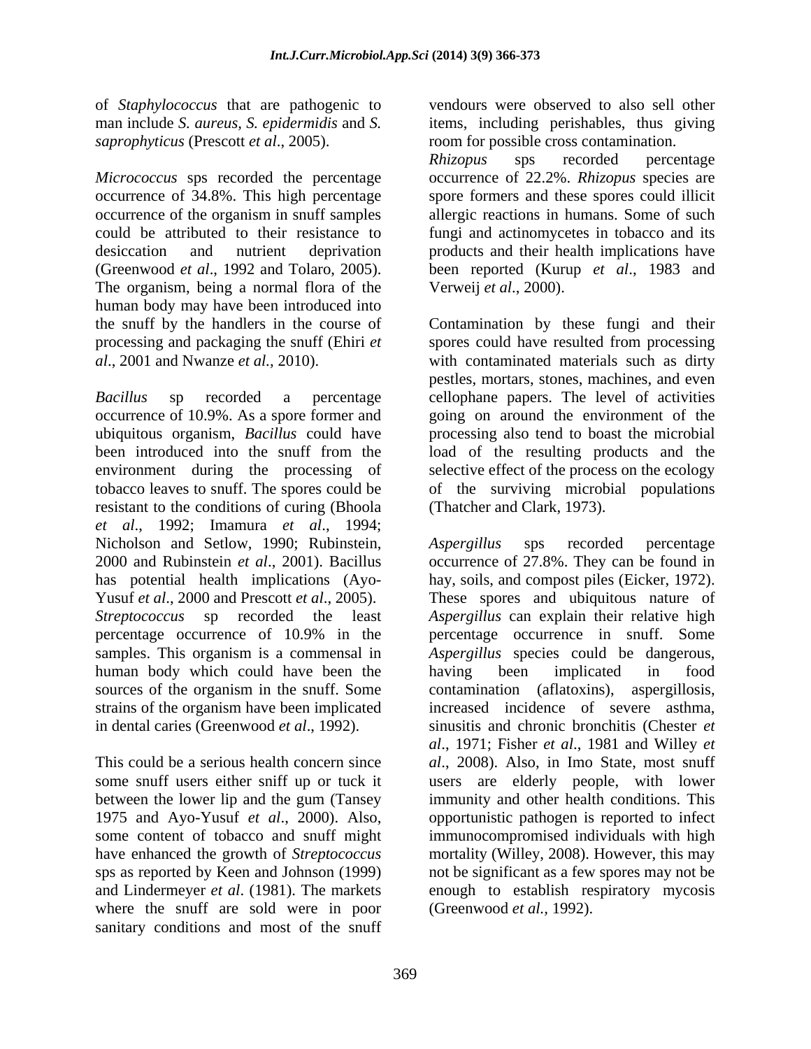of *Staphylococcus* that are pathogenic to man include *S. aureus, S. epidermidis* and *S. saprophyticus* (Prescott *et al*., 2005).

*Micrococcus* sps recorded the percentage occurrence of 34.8%. This high percentage occurrence of the organism in snuff samples could be attributed to their resistance to desiccation and nutrient deprivation (Greenwood *et al*., 1992 and Tolaro, 2005). The organism, being a normal flora of the human body may have been introduced into the snuff by the handlers in the course of processing and packaging the snuff (Ehiri *et al*., 2001 and Nwanze *et al.,* 2010).

*Bacillus* sp recorded a percentage occurrence of 10.9%. As a spore former and ubiquitous organism, *Bacillus* could have been introduced into the snuff from the environment during the processing of tobacco leaves to snuff. The spores could be resistant to the conditions of curing (Bhoola *et al*., 1992; Imamura *et al*., 1994; Nicholson and Setlow, 1990; Rubinstein, 2000 and Rubinstein *et al*., 2001). Bacillus has potential health implications (Ayo-Yusuf *et al*., 2000 and Prescott *et al*., 2005). *Streptococcus* sp recorded the least percentage occurrence of 10.9% in the samples. This organism is a commensal in human body which could have been the sources of the organism in the snuff. Some strains of the organism have been implicated in dental caries (Greenwood *et al*., 1992).

This could be a serious health concern since some snuff users either sniff up or tuck it between the lower lip and the gum (Tansey 1975 and Ayo-Yusuf *et al*., 2000). Also, some content of tobacco and snuff might have enhanced the growth of *Streptococcus* sps as reported by Keen and Johnson (1999) and Lindermeyer *et al*. (1981). The markets where the snuff are sold were in poor sanitary conditions and most of the snuff vendours were observed to also sell other items, including perishables, thus giving room for possible cross contamination.

*Rhizopus* sps recorded percentage occurrence of 22.2%. *Rhizopus* species are spore formers and these spores could illicit allergic reactions in humans. Some of such fungi and actinomycetes in tobacco and its products and their health implications have been reported (Kurup *et al*., 1983 and Verweij *et al*., 2000).

Contamination by these fungi and their spores could have resulted from processing with contaminated materials such as dirty pestles, mortars, stones, machines, and even cellophane papers. The level of activities going on around the environment of the processing also tend to boast the microbial load of the resulting products and the selective effect of the process on the ecology of the surviving microbial populations (Thatcher and Clark, 1973).

*Aspergillus* sps recorded percentage occurrence of 27.8%. They can be found in hay, soils, and compost piles (Eicker, 1972). These spores and ubiquitous nature of *Aspergillus* can explain their relative high percentage occurrence in snuff. Some *Aspergillus* species could be dangerous, having been implicated in food contamination (aflatoxins), aspergillosis, increased incidence of severe asthma, sinusitis and chronic bronchitis (Chester *et al*., 1971; Fisher *et al*., 1981 and Willey *et al*., 2008). Also, in Imo State, most snuff users are elderly people, with lower immunity and other health conditions. This opportunistic pathogen is reported to infect immunocompromised individuals with high mortality (Willey, 2008). However, this may not be significant as a few spores may not be enough to establish respiratory mycosis (Greenwood *et al.,* 1992).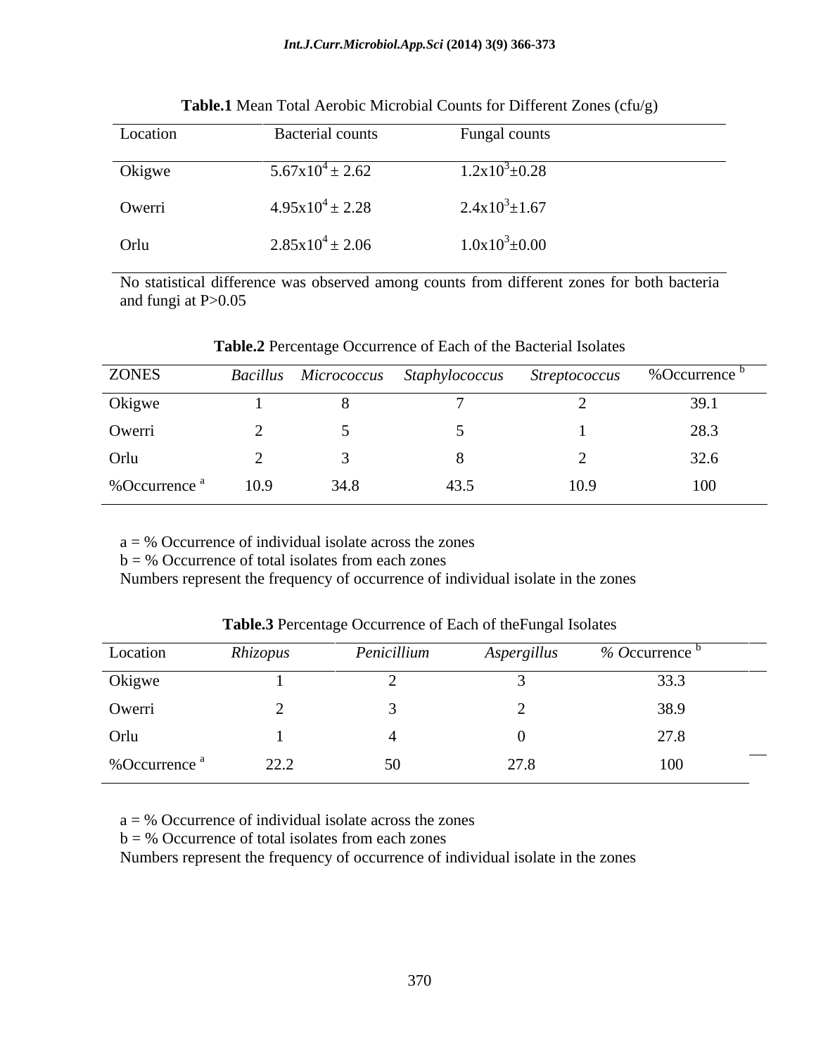**Table.1** Mean Total Aerobic Microbial Counts for Different Zones (cfu/g)

| Location | Bacterial counts | Fungal counts |
|---|---|---|
| Okigwe | $5.67\text{x}10^4 \pm 2.62$ | $1.2\text{x}10^3 \pm 0.28$ |
| Owerri | $4.95\text{x}10^4 \pm 2.28$ | $2.4\text{x}10^3 \pm 1.67$ |
| Orlu | $2.85\text{x}10^4 \pm 2.06$ | $1.0\text{x}10^3 \pm 0.00$ |

No statistical difference was observed among counts from different zones for both bacteria and fungi at $P>0.05$

**Table.2** Percentage Occurrence of Each of the Bacterial Isolates

| ZONES | *Bacillus* | *Micrococcus* | *Staphylococcus* | *Streptococcus* | %Occurrence [b] |
|---|---|---|---|---|---|
| Okigwe | 1 | 8 | 7 | 2 | 39.1 |
| Owerri | 2 | 5 | 5 | 1 | 28.3 |
| Orlu | 2 | 3 | 8 | 2 | 32.6 |
| %Occurrence [a] | 10.9 | 34.8 | 43.5 | 10.9 | 100 |

a = % Occurrence of individual isolate across the zones
b = % Occurrence of total isolates from each zones
Numbers represent the frequency of occurrence of individual isolate in the zones

**Table.3** Percentage Occurrence of Each of theFungal Isolates

| Location | *Rhizopus* | *Penicillium* | *Aspergillus* | *% O*ccurrence [b] |
|---|---|---|---|---|
| Okigwe | 1 | 2 | 3 | 33.3 |
| Owerri | 2 | 3 | 2 | 38.9 |
| Orlu | 1 | 4 | 0 | 27.8 |
| %Occurrence [a] | 22.2 | 50 | 27.8 | 100 |

a = % Occurrence of individual isolate across the zones
b = % Occurrence of total isolates from each zones
Numbers represent the frequency of occurrence of individual isolate in the zones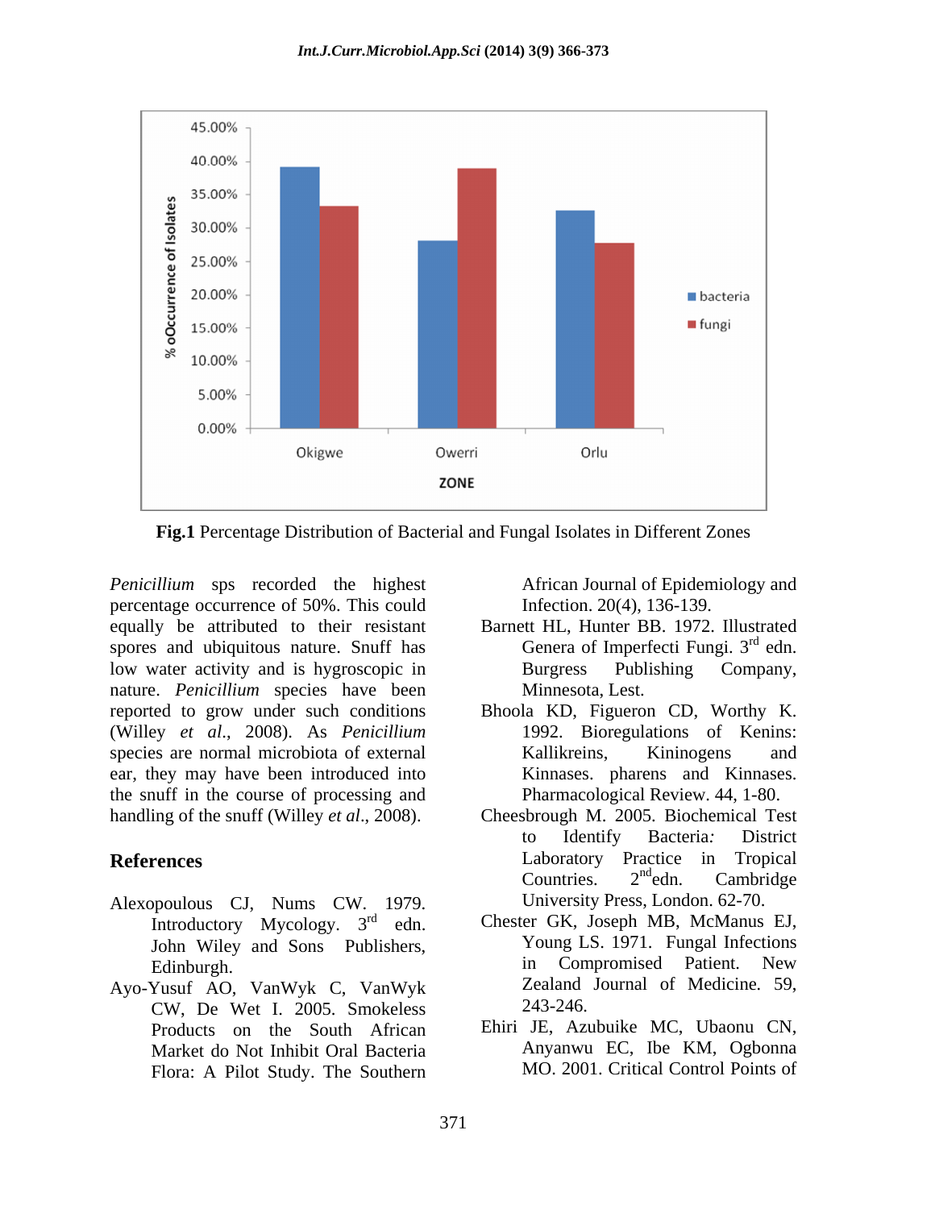**Fig.1** Percentage Distribution of Bacterial and Fungal Isolates in Different Zones

*Penicillium* sps recorded the highest percentage occurrence of 50%. This could equally be attributed to their resistant spores and ubiquitous nature. Snuff has low water activity and is hygroscopic in nature. *Penicillium* species have been reported to grow under such conditions (Willey *et al*., 2008). As *Penicillium* species are normal microbiota of external ear, they may have been introduced into the snuff in the course of processing and handling of the snuff (Willey *et al*., 2008).

## References

Alexopoulous CJ, Nums CW. 1979. Introductory Mycology. 3rd edn. John Wiley and Sons Publishers, Edinburgh.

Ayo-Yusuf AO, VanWyk C, VanWyk CW, De Wet I. 2005. Smokeless Products on the South African Market do Not Inhibit Oral Bacteria Flora: A Pilot Study. The Southern African Journal of Epidemiology and Infection. 20(4), 136-139.

Barnett HL, Hunter BB. 1972. Illustrated Genera of Imperfecti Fungi. 3rd edn. Burgess Publishing Company, Minnesota, Lest.

Bhoola KD, Figueron CD, Worthy K. 1992. Bioregulations of Kenins: Kallikreins, Kininogens and Kinnases. pharens and Kinnases. Pharmacological Review. 44, 1-80.

Cheesbrough M. 2005. Biochemical Test to Identify Bacteria*:* District Laboratory Practice in Tropical Countries. 2ndedn. Cambridge University Press, London. 62-70.

Chester GK, Joseph MB, McManus EJ, Young LS. 1971. Fungal Infections in Compromised Patient. New Zealand Journal of Medicine. 59, 243-246.

Ehiri JE, Azubuike MC, Ubaonu CN, Anyanwu EC, Ibe KM, Ogbonna MO. 2001. Critical Control Points of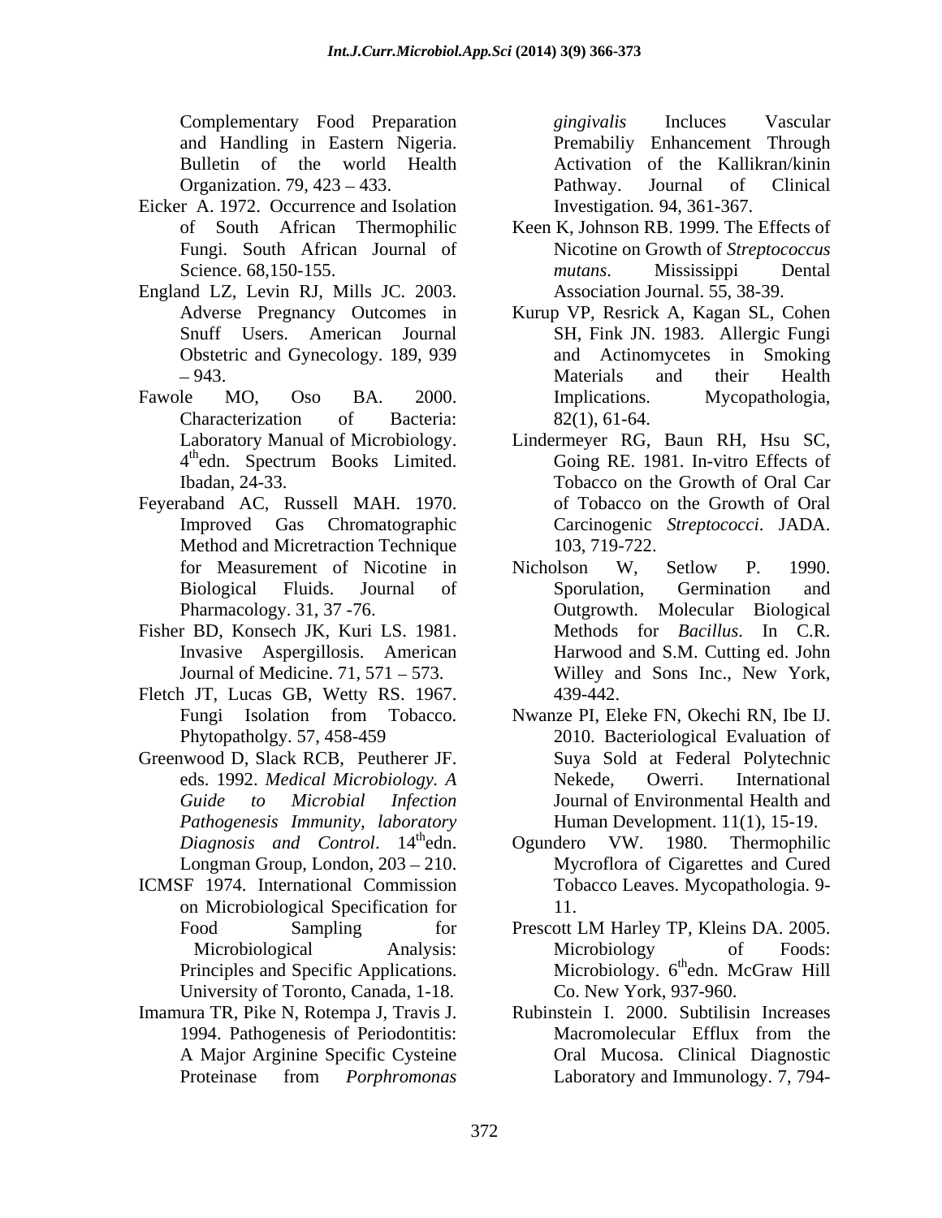Complementary Food Preparation and Handling in Eastern Nigeria. Bulletin of the world Health Organization. 79, 423 – 433.

Eicker A. 1972. Occurrence and Isolation of South African Thermophilic Fungi. South African Journal of Science. 68,150-155.

England LZ, Levin RJ, Mills JC. 2003. Adverse Pregnancy Outcomes in Snuff Users. American Journal Obstetric and Gynecology. 189, 939 – 943.

Fawole MO, Oso BA. 2000. Characterization of Bacteria: Laboratory Manual of Microbiology. 4thedn. Spectrum Books Limited. Ibadan, 24-33.

Feyeraband AC, Russell MAH. 1970. Improved Gas Chromatographic Method and Micretraction Technique for Measurement of Nicotine in Biological Fluids. Journal of Pharmacology. 31, 37 -76.

Fisher BD, Konsech JK, Kuri LS. 1981. Invasive Aspergillosis. American Journal of Medicine. 71, 571 – 573.

Fletch JT, Lucas GB, Wetty RS. 1967. Fungi Isolation from Tobacco. Phytopatholgy. 57, 458-459

Greenwood D, Slack RCB, Peutherer JF. eds. 1992. *Medical Microbiology. A Guide to Microbial Infection Pathogenesis Immunity, laboratory Diagnosis and Control*. 14thedn. Longman Group, London, 203 – 210.

ICMSF 1974. International Commission on Microbiological Specification for Food Sampling for Microbiological Analysis: Principles and Specific Applications. University of Toronto, Canada, 1-18.

Imamura TR, Pike N, Rotempa J, Travis J. 1994. Pathogenesis of Periodontitis: A Major Arginine Specific Cysteine Proteinase from *Porphromonas gingivalis* Incluces Vascular Premabiliy Enhancement Through Activation of the Kallikran/kinin Pathway. Journal of Clinical Investigation*.* 94, 361-367.

Keen K, Johnson RB. 1999. The Effects of Nicotine on Growth of *Streptococcus mutans*. Mississippi Dental Association Journal. 55, 38-39.

Kurup VP, Resrick A, Kagan SL, Cohen SH, Fink JN. 1983. Allergic Fungi and Actinomycetes in Smoking Materials and their Health Implications. Mycopathologia, 82(1), 61-64.

Lindermeyer RG, Baun RH, Hsu SC, Going RE. 1981. In-vitro Effects of Tobacco on the Growth of Oral Car of Tobacco on the Growth of Oral Carcinogenic *Streptococci*. JADA. 103, 719-722.

Nicholson W, Setlow P. 1990. Sporulation, Germination and Outgrowth. Molecular Biological Methods for *Bacillus*. In C.R. Harwood and S.M. Cutting ed. John Willey and Sons Inc., New York, 439-442.

Nwanze PI, Eleke FN, Okechi RN, Ibe IJ. 2010. Bacteriological Evaluation of Suya Sold at Federal Polytechnic Nekede, Owerri. International Journal of Environmental Health and Human Development. 11(1), 15-19.

Ogundero VW. 1980. Thermophilic Mycroflora of Cigarettes and Cured Tobacco Leaves. Mycopathologia. 9-11.

Prescott LM Harley TP, Kleins DA. 2005. Microbiology of Foods: Microbiology. 6thedn. McGraw Hill Co. New York, 937-960.

Rubinstein I. 2000. Subtilisin Increases Macromolecular Efflux from the Oral Mucosa. Clinical Diagnostic Laboratory and Immunology. 7, 794-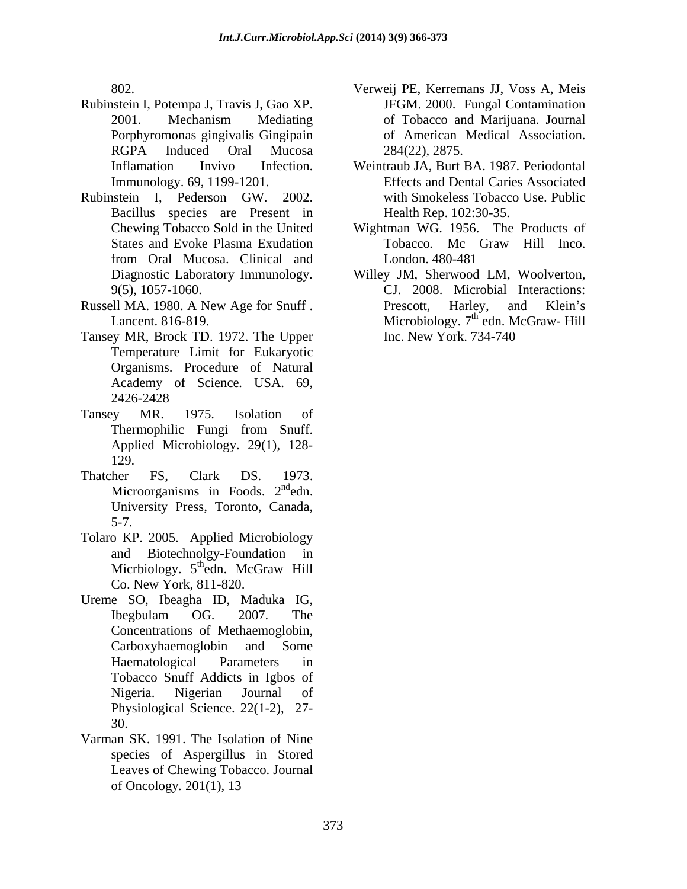802.

Rubinstein I, Potempa J, Travis J, Gao XP. 2001. Mechanism Mediating Porphyromonas gingivalis Gingipain RGPA Induced Oral Mucosa Inflamation Invivo Infection. Immunology. 69, 1199-1201.

Rubinstein I, Pederson GW. 2002. Bacillus species are Present in Chewing Tobacco Sold in the United States and Evoke Plasma Exudation from Oral Mucosa. Clinical and Diagnostic Laboratory Immunology. 9(5), 1057-1060.

Russell MA. 1980. A New Age for Snuff . Lancent. 816-819.

Tansey MR, Brock TD. 1972. The Upper Temperature Limit for Eukaryotic Organisms. Procedure of Natural Academy of Science. USA. 69, 2426-2428

Tansey MR. 1975. Isolation of Thermophilic Fungi from Snuff. Applied Microbiology. 29(1), 128-129.

Thatcher FS, Clark DS. 1973. Microorganisms in Foods. 2$^{nd}$edn. University Press, Toronto, Canada, 5-7.

Tolaro KP. 2005. Applied Microbiology and Biotechnolgy-Foundation in Micrbiology. 5$^{th}$edn. McGraw Hill Co. New York, 811-820.

Ureme SO, Ibeagha ID, Maduka IG, Ibegbulam OG. 2007. The Concentrations of Methaemoglobin, Carboxyhaemoglobin and Some Haematological Parameters in Tobacco Snuff Addicts in Igbos of Nigeria. Nigerian Journal of Physiological Science. 22(1-2), 27-30.

Varman SK. 1991. The Isolation of Nine species of Aspergillus in Stored Leaves of Chewing Tobacco. Journal of Oncology. 201(1), 13

Verweij PE, Kerremans JJ, Voss A, Meis JFGM. 2000. Fungal Contamination of Tobacco and Marijuana. Journal of American Medical Association. 284(22), 2875.

Weintraub JA, Burt BA. 1987. Periodontal Effects and Dental Caries Associated with Smokeless Tobacco Use. Public Health Rep. 102:30-35.

Wightman WG. 1956. The Products of Tobacco. Mc Graw Hill Inco. London. 480-481

Willey JM, Sherwood LM, Woolverton, CJ. 2008. Microbial Interactions: Prescott, Harley, and Klein's Microbiology. 7$^{th}$ edn. McGraw- Hill Inc. New York. 734-740